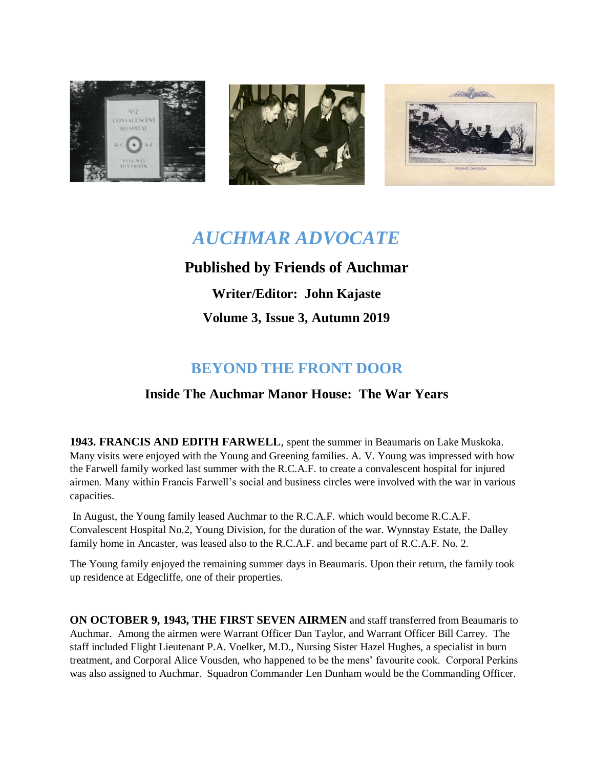# *AUCHMAR ADVOCATE*

**Published by Friends of Auchmar**

**Writer/Editor: John Kajaste**

**Volume 3, Issue 3, Autumn 2019**

## BEYOND THE FRONT DOOR

### Inside The Auchmar Manor House: The War Years

**1943. FRANCIS AND EDITH FARWELL**, spent the summer in Beaumaris on Lake Muskoka. Many visits were enjoyed with the Young and Greening families. A. V. Young was impressed with how the Farwell family worked last summer with the R.C.A.F. to create a convalescent hospital for injured airmen. Many within Francis Farwell's social and business circles were involved with the war in various capacities.

In August, the Young family leased Auchmar to the R.C.A.F. which would become R.C.A.F. Convalescent Hospital No.2, Young Division, for the duration of the war. Wynnstay Estate, the Dalley family home in Ancaster, was leased also to the R.C.A.F. and became part of R.C.A.F. No. 2.

The Young family enjoyed the remaining summer days in Beaumaris. Upon their return, the family took up residence at Edgecliffe, one of their properties.

**ON OCTOBER 9, 1943, THE FIRST SEVEN AIRMEN** and staff transferred from Beaumaris to Auchmar. Among the airmen were Warrant Officer Dan Taylor, and Warrant Officer Bill Carrey. The staff included Flight Lieutenant P.A. Voelker, M.D., Nursing Sister Hazel Hughes, a specialist in burn treatment, and Corporal Alice Vousden, who happened to be the mens' favourite cook. Corporal Perkins was also assigned to Auchmar. Squadron Commander Len Dunham would be the Commanding Officer.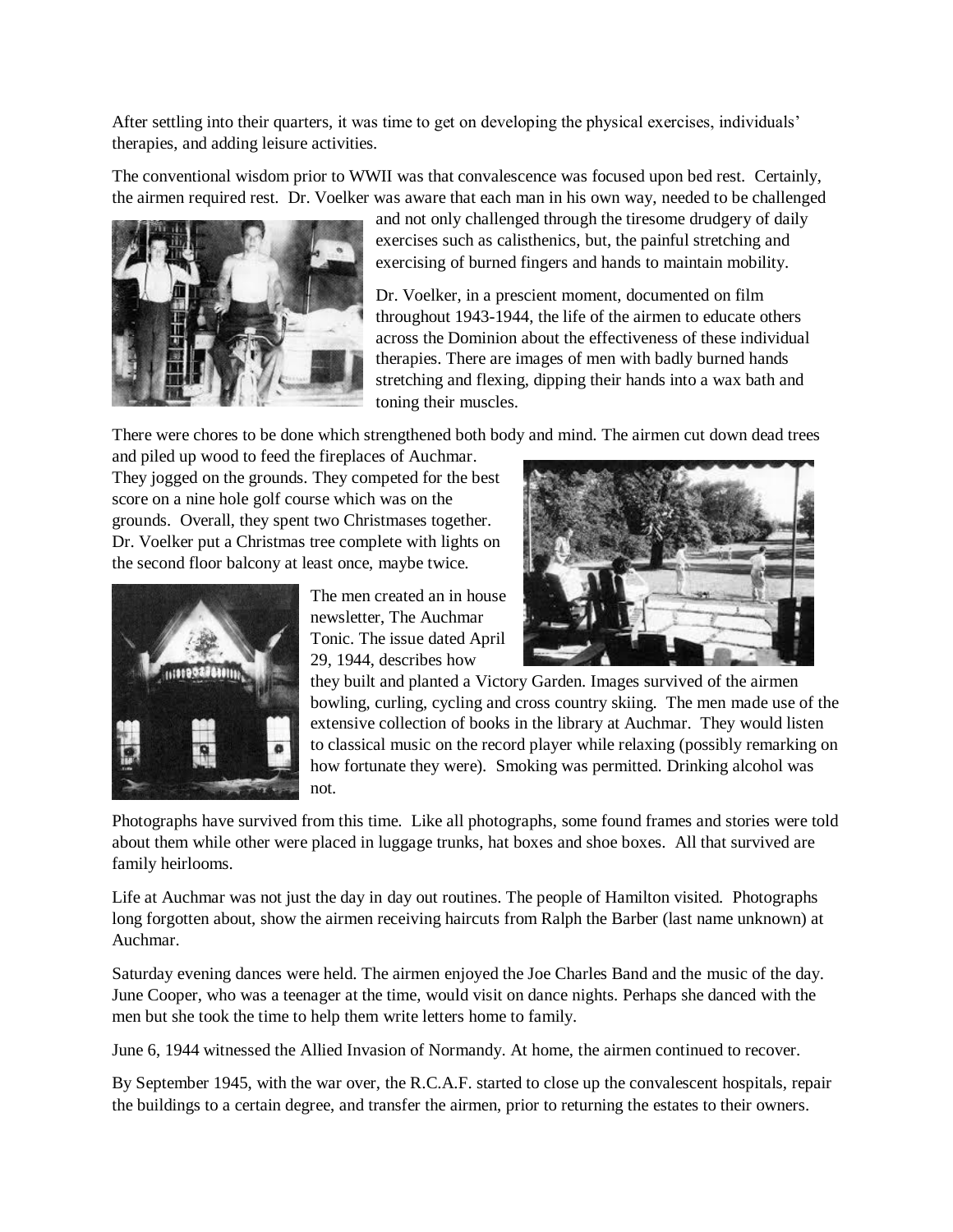After settling into their quarters, it was time to get on developing the physical exercises, individuals' therapies, and adding leisure activities.

The conventional wisdom prior to WWII was that convalescence was focused upon bed rest. Certainly, the airmen required rest. Dr. Voelker was aware that each man in his own way, needed to be challenged and not only challenged through the tiresome drudgery of daily exercises such as calisthenics, but, the painful stretching and exercising of burned fingers and hands to maintain mobility.

Dr. Voelker, in a prescient moment, documented on film throughout 1943-1944, the life of the airmen to educate others across the Dominion about the effectiveness of these individual therapies. There are images of men with badly burned hands stretching and flexing, dipping their hands into a wax bath and toning their muscles.

There were chores to be done which strengthened both body and mind. The airmen cut down dead trees and piled up wood to feed the fireplaces of Auchmar. They jogged on the grounds. They competed for the best score on a nine hole golf course which was on the grounds. Overall, they spent two Christmases together. Dr. Voelker put a Christmas tree complete with lights on the second floor balcony at least once, maybe twice.

The men created an in house newsletter, The Auchmar Tonic. The issue dated April 29, 1944, describes how they built and planted a Victory Garden. Images survived of the airmen bowling, curling, cycling and cross country skiing. The men made use of the extensive collection of books in the library at Auchmar. They would listen to classical music on the record player while relaxing (possibly remarking on how fortunate they were). Smoking was permitted. Drinking alcohol was not.

Photographs have survived from this time. Like all photographs, some found frames and stories were told about them while other were placed in luggage trunks, hat boxes and shoe boxes. All that survived are family heirlooms.

Life at Auchmar was not just the day in day out routines. The people of Hamilton visited. Photographs long forgotten about, show the airmen receiving haircuts from Ralph the Barber (last name unknown) at Auchmar.

Saturday evening dances were held. The airmen enjoyed the Joe Charles Band and the music of the day. June Cooper, who was a teenager at the time, would visit on dance nights. Perhaps she danced with the men but she took the time to help them write letters home to family.

June 6, 1944 witnessed the Allied Invasion of Normandy. At home, the airmen continued to recover.

By September 1945, with the war over, the R.C.A.F. started to close up the convalescent hospitals, repair the buildings to a certain degree, and transfer the airmen, prior to returning the estates to their owners.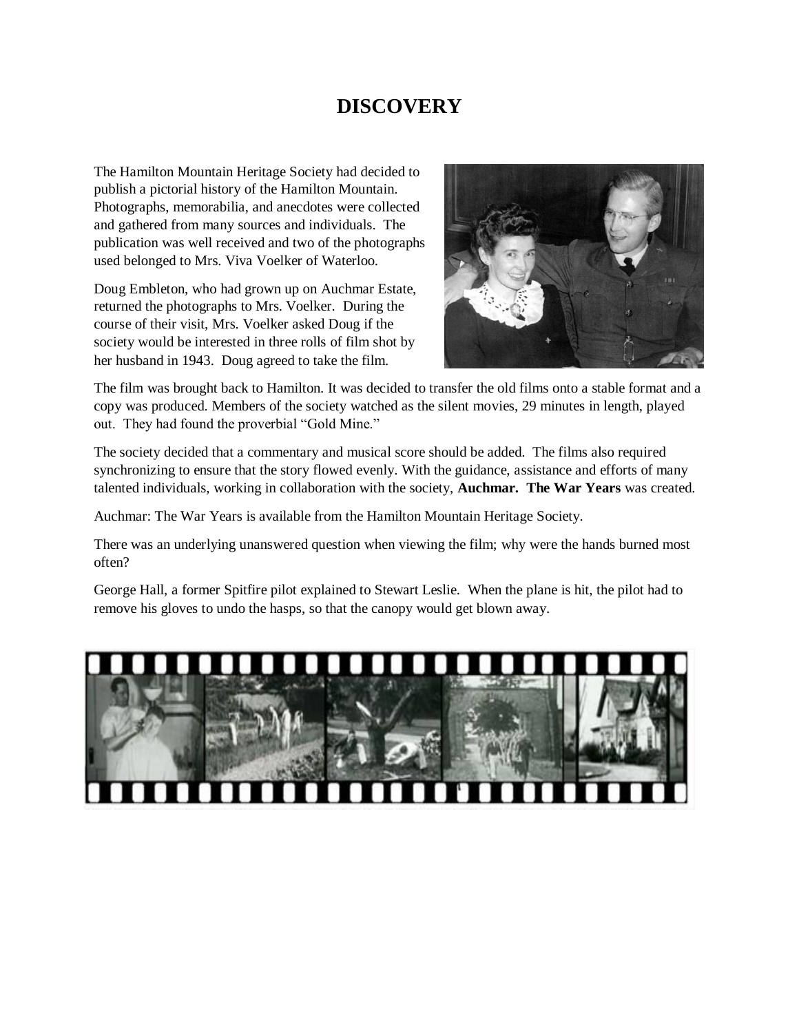# DISCOVERY

The Hamilton Mountain Heritage Society had decided to publish a pictorial history of the Hamilton Mountain. Photographs, memorabilia, and anecdotes were collected and gathered from many sources and individuals. The publication was well received and two of the photographs used belonged to Mrs. Viva Voelker of Waterloo.

Doug Embleton, who had grown up on Auchmar Estate, returned the photographs to Mrs. Voelker. During the course of their visit, Mrs. Voelker asked Doug if the society would be interested in three rolls of film shot by her husband in 1943. Doug agreed to take the film.

The film was brought back to Hamilton. It was decided to transfer the old films onto a stable format and a copy was produced. Members of the society watched as the silent movies, 29 minutes in length, played out. They had found the proverbial "Gold Mine."

The society decided that a commentary and musical score should be added. The films also required synchronizing to ensure that the story flowed evenly. With the guidance, assistance and efforts of many talented individuals, working in collaboration with the society, **Auchmar. The War Years** was created.

Auchmar: The War Years is available from the Hamilton Mountain Heritage Society.

There was an underlying unanswered question when viewing the film; why were the hands burned most often?

George Hall, a former Spitfire pilot explained to Stewart Leslie. When the plane is hit, the pilot had to remove his gloves to undo the hasps, so that the canopy would get blown away.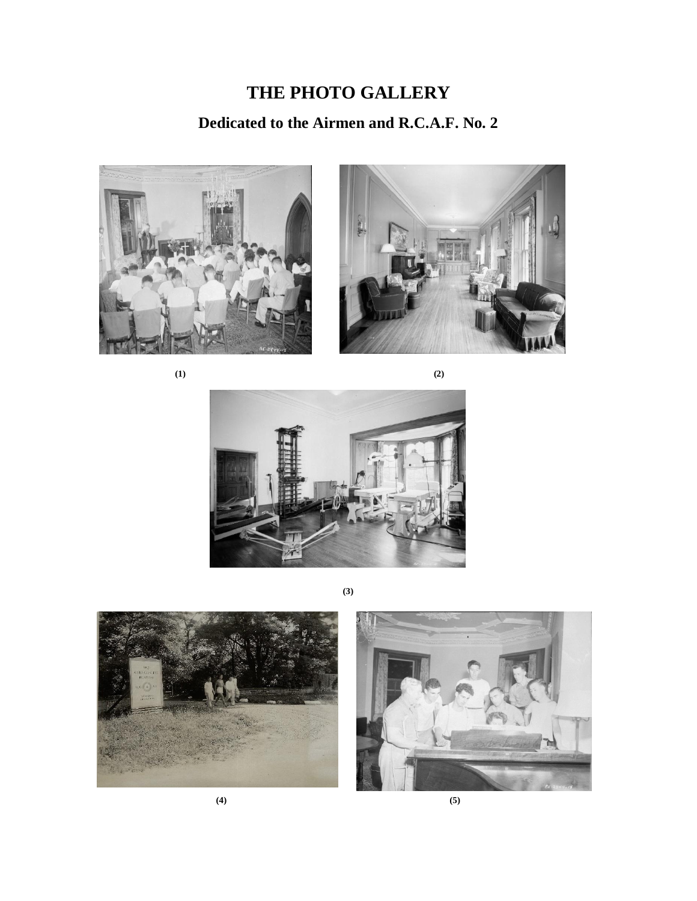# THE PHOTO GALLERY

## Dedicated to the Airmen and R.C.A.F. No. 2

(1)

(2)

(3)

(4)

(5)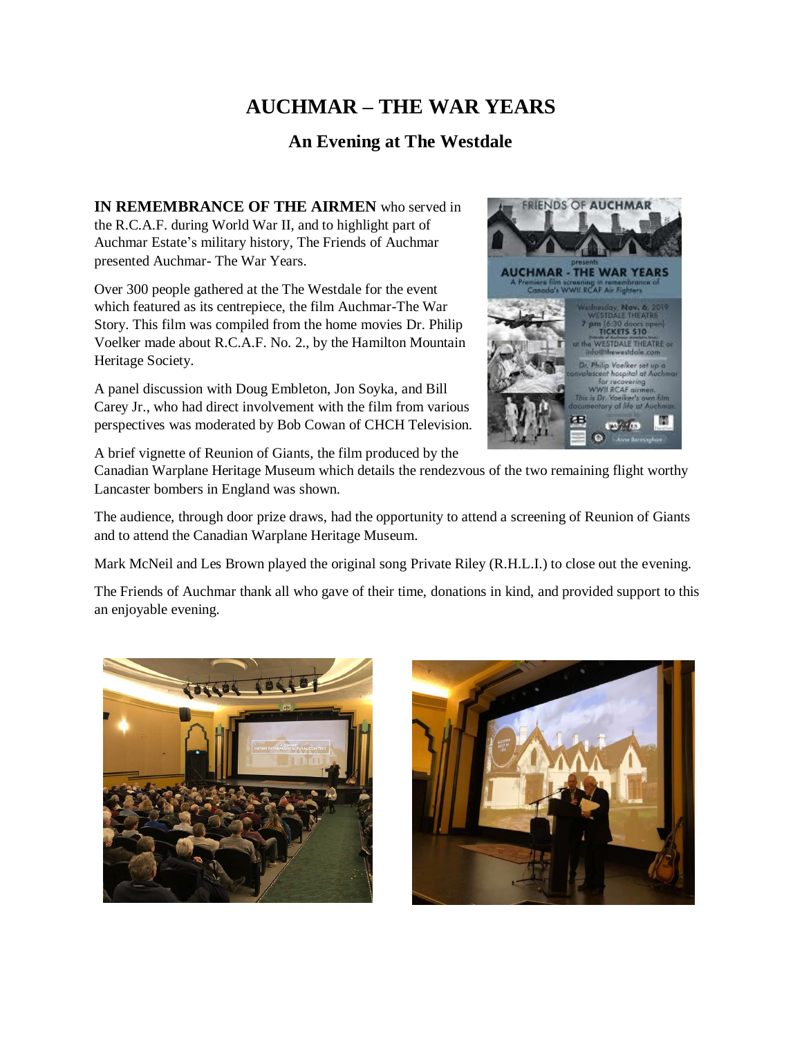# AUCHMAR – THE WAR YEARS

## An Evening at The Westdale

**IN REMEMBRANCE OF THE AIRMEN** who served in the R.C.A.F. during World War II, and to highlight part of Auchmar Estate's military history, The Friends of Auchmar presented Auchmar- The War Years.

Over 300 people gathered at the The Westdale for the event which featured as its centrepiece, the film Auchmar-The War Story. This film was compiled from the home movies Dr. Philip Voelker made about R.C.A.F. No. 2., by the Hamilton Mountain Heritage Society.

A panel discussion with Doug Embleton, Jon Soyka, and Bill Carey Jr., who had direct involvement with the film from various perspectives was moderated by Bob Cowan of CHCH Television.

A brief vignette of Reunion of Giants, the film produced by the Canadian Warplane Heritage Museum which details the rendezvous of the two remaining flight worthy Lancaster bombers in England was shown.

The audience, through door prize draws, had the opportunity to attend a screening of Reunion of Giants and to attend the Canadian Warplane Heritage Museum.

Mark McNeil and Les Brown played the original song Private Riley (R.H.L.I.) to close out the evening.

The Friends of Auchmar thank all who gave of their time, donations in kind, and provided support to this an enjoyable evening.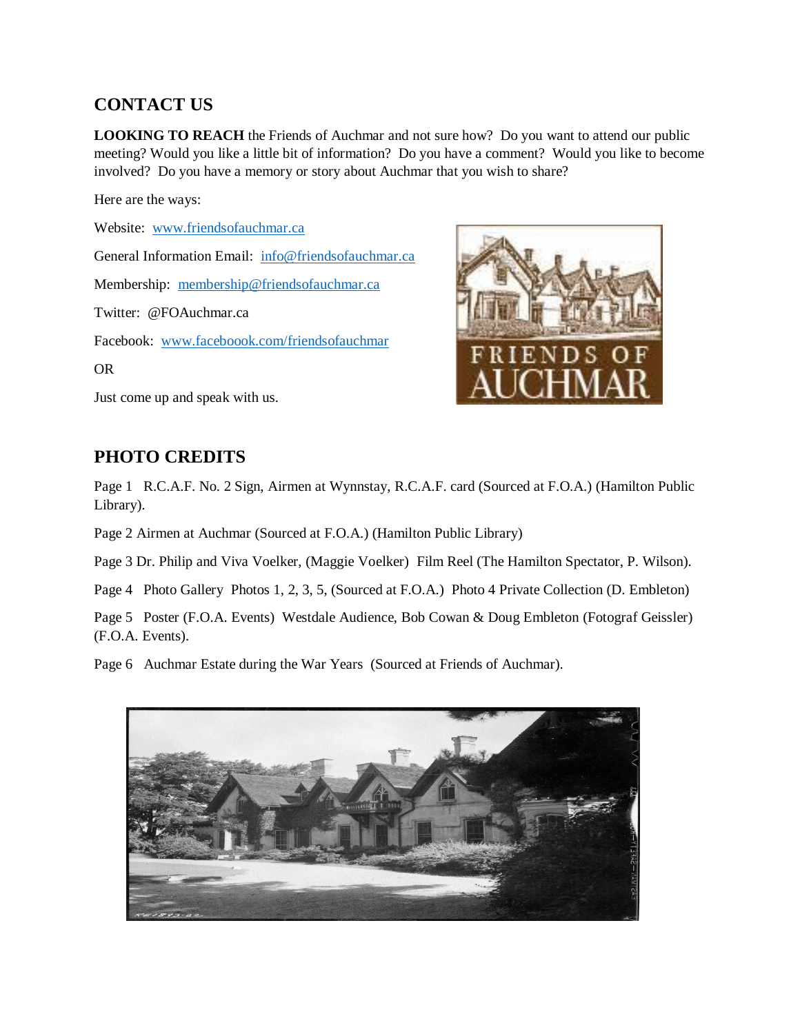## CONTACT US

**LOOKING TO REACH** the Friends of Auchmar and not sure how? Do you want to attend our public meeting? Would you like a little bit of information? Do you have a comment? Would you like to become involved? Do you have a memory or story about Auchmar that you wish to share?

Here are the ways:

Website: [www.friendsofauchmar.ca](http://www.friendsofauchmar.ca)

General Information Email: [info@friendsofauchmar.ca](mailto:info@friendsofauchmar.ca)

Membership: [membership@friendsofauchmar.ca](mailto:membership@friendsofauchmar.ca)

Twitter: @FOAuchmar.ca

Facebook: [www.faceboook.com/friendsofauchmar](http://www.faceboook.com/friendsofauchmar)

OR

Just come up and speak with us.

## PHOTO CREDITS

Page 1 R.C.A.F. No. 2 Sign, Airmen at Wynnstay, R.C.A.F. card (Sourced at F.O.A.) (Hamilton Public Library).

Page 2 Airmen at Auchmar (Sourced at F.O.A.) (Hamilton Public Library)

Page 3 Dr. Philip and Viva Voelker, (Maggie Voelker) Film Reel (The Hamilton Spectator, P. Wilson).

Page 4 Photo Gallery Photos 1, 2, 3, 5, (Sourced at F.O.A.) Photo 4 Private Collection (D. Embleton)

Page 5 Poster (F.O.A. Events) Westdale Audience, Bob Cowan & Doug Embleton (Fotograf Geissler) (F.O.A. Events).

Page 6 Auchmar Estate during the War Years (Sourced at Friends of Auchmar).